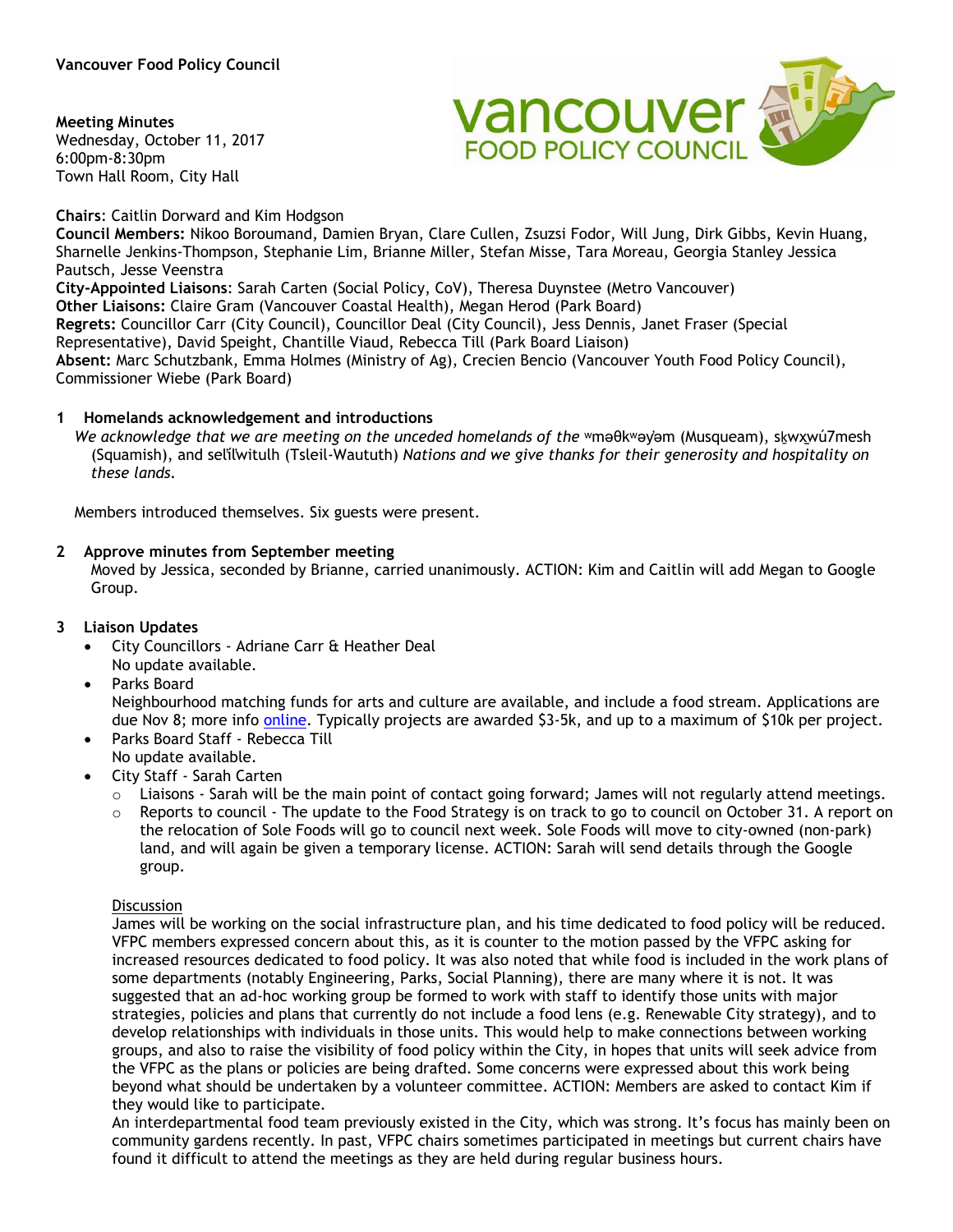**Vancouver Food Policy Council**

**Meeting Minutes**
Wednesday, October 11, 2017
6:00pm-8:30pm
Town Hall Room, City Hall

**Chairs**: Caitlin Dorward and Kim Hodgson
**Council Members:** Nikoo Boroumand, Damien Bryan, Clare Cullen, Zsuzsi Fodor, Will Jung, Dirk Gibbs, Kevin Huang, Sharnelle Jenkins-Thompson, Stephanie Lim, Brianne Miller, Stefan Misse, Tara Moreau, Georgia Stanley Jessica Pautsch, Jesse Veenstra
**City-Appointed Liaisons**: Sarah Carten (Social Policy, CoV), Theresa Duynstee (Metro Vancouver)
**Other Liaisons:** Claire Gram (Vancouver Coastal Health), Megan Herod (Park Board)
**Regrets:** Councillor Carr (City Council), Councillor Deal (City Council), Jess Dennis, Janet Fraser (Special Representative), David Speight, Chantille Viaud, Rebecca Till (Park Board Liaison)
**Absent:** Marc Schutzbank, Emma Holmes (Ministry of Ag), Crecien Bencio (Vancouver Youth Food Policy Council), Commissioner Wiebe (Park Board)

## 1 Homelands acknowledgement and introductions

*We acknowledge that we are meeting on the unceded homelands of the* ʷməθkʷəy̓əm (Musqueam), sḵwx̱wú7mesh (Squamish), and səl̓ílwətaʔɬ (Tsleil-Waututh) *Nations and we give thanks for their generosity and hospitality on these lands.*

Members introduced themselves. Six guests were present.

## 2 Approve minutes from September meeting

Moved by Jessica, seconded by Brianne, carried unanimously. ACTION: Kim and Caitlin will add Megan to Google Group.

## 3 Liaison Updates

- City Councillors - Adriane Carr & Heather Deal
  No update available.
- Parks Board
  Neighbourhood matching funds for arts and culture are available, and include a food stream. Applications are due Nov 8; more info online. Typically projects are awarded $3-5k, and up to a maximum of $10k per project.
- Parks Board Staff - Rebecca Till
  No update available.
- City Staff - Sarah Carten
  - Liaisons - Sarah will be the main point of contact going forward; James will not regularly attend meetings.
  - Reports to council - The update to the Food Strategy is on track to go to council on October 31. A report on the relocation of Sole Foods will go to council next week. Sole Foods will move to city-owned (non-park) land, and will again be given a temporary license. ACTION: Sarah will send details through the Google group.

Discussion

James will be working on the social infrastructure plan, and his time dedicated to food policy will be reduced. VFPC members expressed concern about this, as it is counter to the motion passed by the VFPC asking for increased resources dedicated to food policy. It was also noted that while food is included in the work plans of some departments (notably Engineering, Parks, Social Planning), there are many where it is not. It was suggested that an ad-hoc working group be formed to work with staff to identify those units with major strategies, policies and plans that currently do not include a food lens (e.g. Renewable City strategy), and to develop relationships with individuals in those units. This would help to make connections between working groups, and also to raise the visibility of food policy within the City, in hopes that units will seek advice from the VFPC as the plans or policies are being drafted. Some concerns were expressed about this work being beyond what should be undertaken by a volunteer committee. ACTION: Members are asked to contact Kim if they would like to participate.

An interdepartmental food team previously existed in the City, which was strong. It's focus has mainly been on community gardens recently. In past, VFPC chairs sometimes participated in meetings but current chairs have found it difficult to attend the meetings as they are held during regular business hours.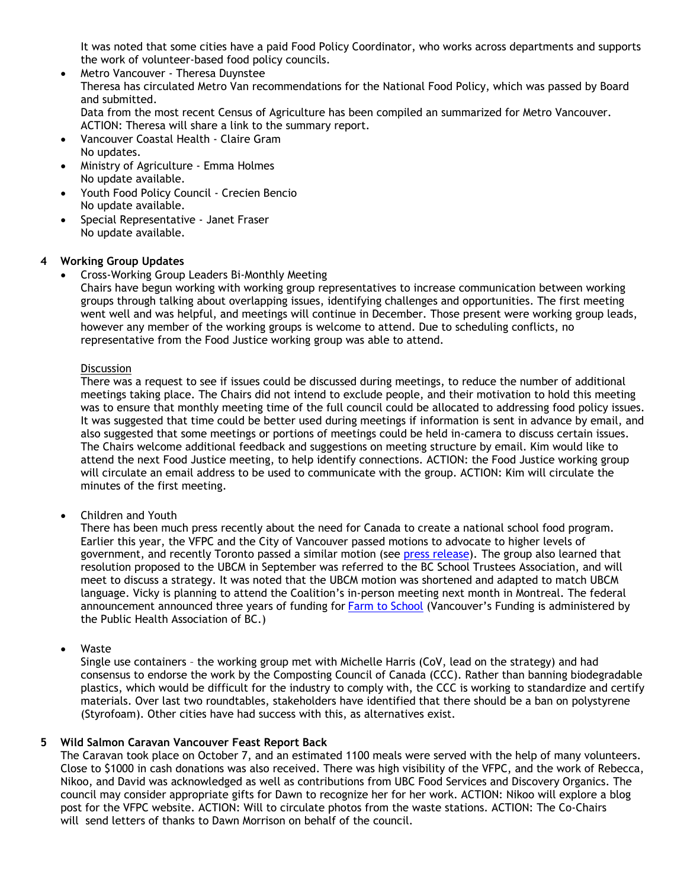It was noted that some cities have a paid Food Policy Coordinator, who works across departments and supports the work of volunteer-based food policy councils.

- Metro Vancouver - Theresa Duynstee
  Theresa has circulated Metro Van recommendations for the National Food Policy, which was passed by Board and submitted.
  Data from the most recent Census of Agriculture has been compiled an summarized for Metro Vancouver. ACTION: Theresa will share a link to the summary report.
- Vancouver Coastal Health - Claire Gram
  No updates.
- Ministry of Agriculture - Emma Holmes
  No update available.
- Youth Food Policy Council - Crecien Bencio
  No update available.
- Special Representative - Janet Fraser
  No update available.

## 4 Working Group Updates

- Cross-Working Group Leaders Bi-Monthly Meeting
  Chairs have begun working with working group representatives to increase communication between working groups through talking about overlapping issues, identifying challenges and opportunities. The first meeting went well and was helpful, and meetings will continue in December. Those present were working group leads, however any member of the working groups is welcome to attend. Due to scheduling conflicts, no representative from the Food Justice working group was able to attend.

  Discussion
  There was a request to see if issues could be discussed during meetings, to reduce the number of additional meetings taking place. The Chairs did not intend to exclude people, and their motivation to hold this meeting was to ensure that monthly meeting time of the full council could be allocated to addressing food policy issues. It was suggested that time could be better used during meetings if information is sent in advance by email, and also suggested that some meetings or portions of meetings could be held in-camera to discuss certain issues. The Chairs welcome additional feedback and suggestions on meeting structure by email. Kim would like to attend the next Food Justice meeting, to help identify connections. ACTION: the Food Justice working group will circulate an email address to be used to communicate with the group. ACTION: Kim will circulate the minutes of the first meeting.

- Children and Youth
  There has been much press recently about the need for Canada to create a national school food program. Earlier this year, the VFPC and the City of Vancouver passed motions to advocate to higher levels of government, and recently Toronto passed a similar motion (see press release). The group also learned that resolution proposed to the UBCM in September was referred to the BC School Trustees Association, and will meet to discuss a strategy. It was noted that the UBCM motion was shortened and adapted to match UBCM language. Vicky is planning to attend the Coalition's in-person meeting next month in Montreal. The federal announcement announced three years of funding for Farm to School (Vancouver's Funding is administered by the Public Health Association of BC.)

- Waste
  Single use containers – the working group met with Michelle Harris (CoV, lead on the strategy) and had consensus to endorse the work by the Composting Council of Canada (CCC). Rather than banning biodegradable plastics, which would be difficult for the industry to comply with, the CCC is working to standardize and certify materials. Over last two roundtables, stakeholders have identified that there should be a ban on polystyrene (Styrofoam). Other cities have had success with this, as alternatives exist.

## 5 Wild Salmon Caravan Vancouver Feast Report Back

The Caravan took place on October 7, and an estimated 1100 meals were served with the help of many volunteers. Close to $1000 in cash donations was also received. There was high visibility of the VFPC, and the work of Rebecca, Nikoo, and David was acknowledged as well as contributions from UBC Food Services and Discovery Organics. The council may consider appropriate gifts for Dawn to recognize her for her work. ACTION: Nikoo will explore a blog post for the VFPC website. ACTION: Will to circulate photos from the waste stations. ACTION: The Co-Chairs will send letters of thanks to Dawn Morrison on behalf of the council.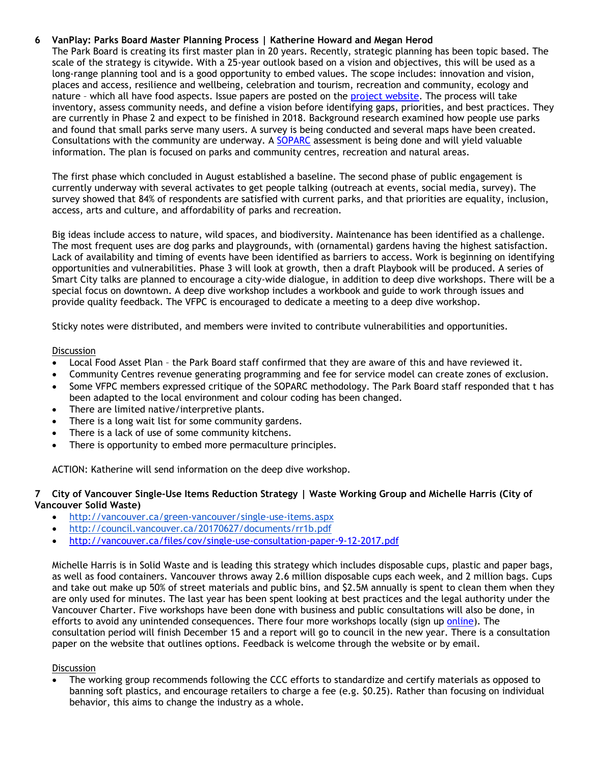### 6 VanPlay: Parks Board Master Planning Process | Katherine Howard and Megan Herod

The Park Board is creating its first master plan in 20 years. Recently, strategic planning has been topic based. The scale of the strategy is citywide. With a 25-year outlook based on a vision and objectives, this will be used as a long-range planning tool and is a good opportunity to embed values. The scope includes: innovation and vision, places and access, resilience and wellbeing, celebration and tourism, recreation and community, ecology and nature – which all have food aspects. Issue papers are posted on the [project website](). The process will take inventory, assess community needs, and define a vision before identifying gaps, priorities, and best practices. They are currently in Phase 2 and expect to be finished in 2018. Background research examined how people use parks and found that small parks serve many users. A survey is being conducted and several maps have been created. Consultations with the community are underway. A [SOPARC]() assessment is being done and will yield valuable information. The plan is focused on parks and community centres, recreation and natural areas.

The first phase which concluded in August established a baseline. The second phase of public engagement is currently underway with several activates to get people talking (outreach at events, social media, survey). The survey showed that 84% of respondents are satisfied with current parks, and that priorities are equality, inclusion, access, arts and culture, and affordability of parks and recreation.

Big ideas include access to nature, wild spaces, and biodiversity. Maintenance has been identified as a challenge. The most frequent uses are dog parks and playgrounds, with (ornamental) gardens having the highest satisfaction. Lack of availability and timing of events have been identified as barriers to access. Work is beginning on identifying opportunities and vulnerabilities. Phase 3 will look at growth, then a draft Playbook will be produced. A series of Smart City talks are planned to encourage a city-wide dialogue, in addition to deep dive workshops. There will be a special focus on downtown. A deep dive workshop includes a workbook and guide to work through issues and provide quality feedback. The VFPC is encouraged to dedicate a meeting to a deep dive workshop.

Sticky notes were distributed, and members were invited to contribute vulnerabilities and opportunities.

Discussion

- Local Food Asset Plan – the Park Board staff confirmed that they are aware of this and have reviewed it.
- Community Centres revenue generating programming and fee for service model can create zones of exclusion.
- Some VFPC members expressed critique of the SOPARC methodology. The Park Board staff responded that t has been adapted to the local environment and colour coding has been changed.
- There are limited native/interpretive plants.
- There is a long wait list for some community gardens.
- There is a lack of use of some community kitchens.
- There is opportunity to embed more permaculture principles.

ACTION: Katherine will send information on the deep dive workshop.

### 7 City of Vancouver Single-Use Items Reduction Strategy | Waste Working Group and Michelle Harris (City of Vancouver Solid Waste)

- http://vancouver.ca/green-vancouver/single-use-items.aspx
- http://council.vancouver.ca/20170627/documents/rr1b.pdf
- http://vancouver.ca/files/cov/single-use-consultation-paper-9-12-2017.pdf

Michelle Harris is in Solid Waste and is leading this strategy which includes disposable cups, plastic and paper bags, as well as food containers. Vancouver throws away 2.6 million disposable cups each week, and 2 million bags. Cups and take out make up 50% of street materials and public bins, and $2.5M annually is spent to clean them when they are only used for minutes. The last year has been spent looking at best practices and the legal authority under the Vancouver Charter. Five workshops have been done with business and public consultations will also be done, in efforts to avoid any unintended consequences. There four more workshops locally (sign up [online]()). The consultation period will finish December 15 and a report will go to council in the new year. There is a consultation paper on the website that outlines options. Feedback is welcome through the website or by email.

Discussion

- The working group recommends following the CCC efforts to standardize and certify materials as opposed to banning soft plastics, and encourage retailers to charge a fee (e.g. $0.25). Rather than focusing on individual behavior, this aims to change the industry as a whole.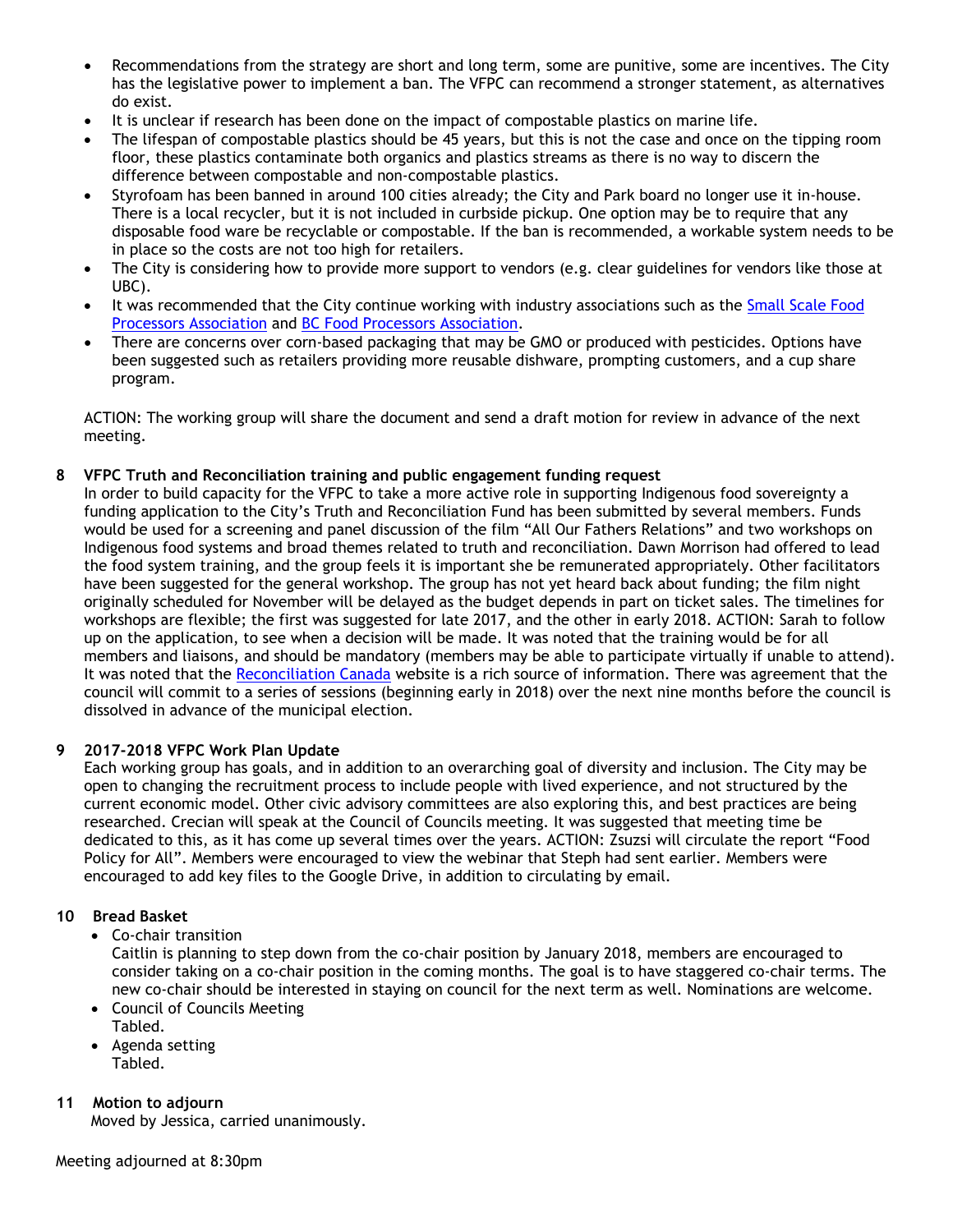- Recommendations from the strategy are short and long term, some are punitive, some are incentives. The City has the legislative power to implement a ban. The VFPC can recommend a stronger statement, as alternatives do exist.
- It is unclear if research has been done on the impact of compostable plastics on marine life.
- The lifespan of compostable plastics should be 45 years, but this is not the case and once on the tipping room floor, these plastics contaminate both organics and plastics streams as there is no way to discern the difference between compostable and non-compostable plastics.
- Styrofoam has been banned in around 100 cities already; the City and Park board no longer use it in-house. There is a local recycler, but it is not included in curbside pickup. One option may be to require that any disposable food ware be recyclable or compostable. If the ban is recommended, a workable system needs to be in place so the costs are not too high for retailers.
- The City is considering how to provide more support to vendors (e.g. clear guidelines for vendors like those at UBC).
- It was recommended that the City continue working with industry associations such as the Small Scale Food Processors Association and BC Food Processors Association.
- There are concerns over corn-based packaging that may be GMO or produced with pesticides. Options have been suggested such as retailers providing more reusable dishware, prompting customers, and a cup share program.

ACTION: The working group will share the document and send a draft motion for review in advance of the next meeting.

**8 VFPC Truth and Reconciliation training and public engagement funding request**

In order to build capacity for the VFPC to take a more active role in supporting Indigenous food sovereignty a funding application to the City's Truth and Reconciliation Fund has been submitted by several members. Funds would be used for a screening and panel discussion of the film "All Our Fathers Relations" and two workshops on Indigenous food systems and broad themes related to truth and reconciliation. Dawn Morrison had offered to lead the food system training, and the group feels it is important she be remunerated appropriately. Other facilitators have been suggested for the general workshop. The group has not yet heard back about funding; the film night originally scheduled for November will be delayed as the budget depends in part on ticket sales. The timelines for workshops are flexible; the first was suggested for late 2017, and the other in early 2018. ACTION: Sarah to follow up on the application, to see when a decision will be made. It was noted that the training would be for all members and liaisons, and should be mandatory (members may be able to participate virtually if unable to attend). It was noted that the Reconciliation Canada website is a rich source of information. There was agreement that the council will commit to a series of sessions (beginning early in 2018) over the next nine months before the council is dissolved in advance of the municipal election.

**9 2017-2018 VFPC Work Plan Update**

Each working group has goals, and in addition to an overarching goal of diversity and inclusion. The City may be open to changing the recruitment process to include people with lived experience, and not structured by the current economic model. Other civic advisory committees are also exploring this, and best practices are being researched. Crecian will speak at the Council of Councils meeting. It was suggested that meeting time be dedicated to this, as it has come up several times over the years. ACTION: Zsuzsi will circulate the report "Food Policy for All". Members were encouraged to view the webinar that Steph had sent earlier. Members were encouraged to add key files to the Google Drive, in addition to circulating by email.

**10 Bread Basket**

- Co-chair transition
  Caitlin is planning to step down from the co-chair position by January 2018, members are encouraged to consider taking on a co-chair position in the coming months. The goal is to have staggered co-chair terms. The new co-chair should be interested in staying on council for the next term as well. Nominations are welcome.
- Council of Councils Meeting
  Tabled.
- Agenda setting
  Tabled.

**11 Motion to adjourn**

Moved by Jessica, carried unanimously.

Meeting adjourned at 8:30pm